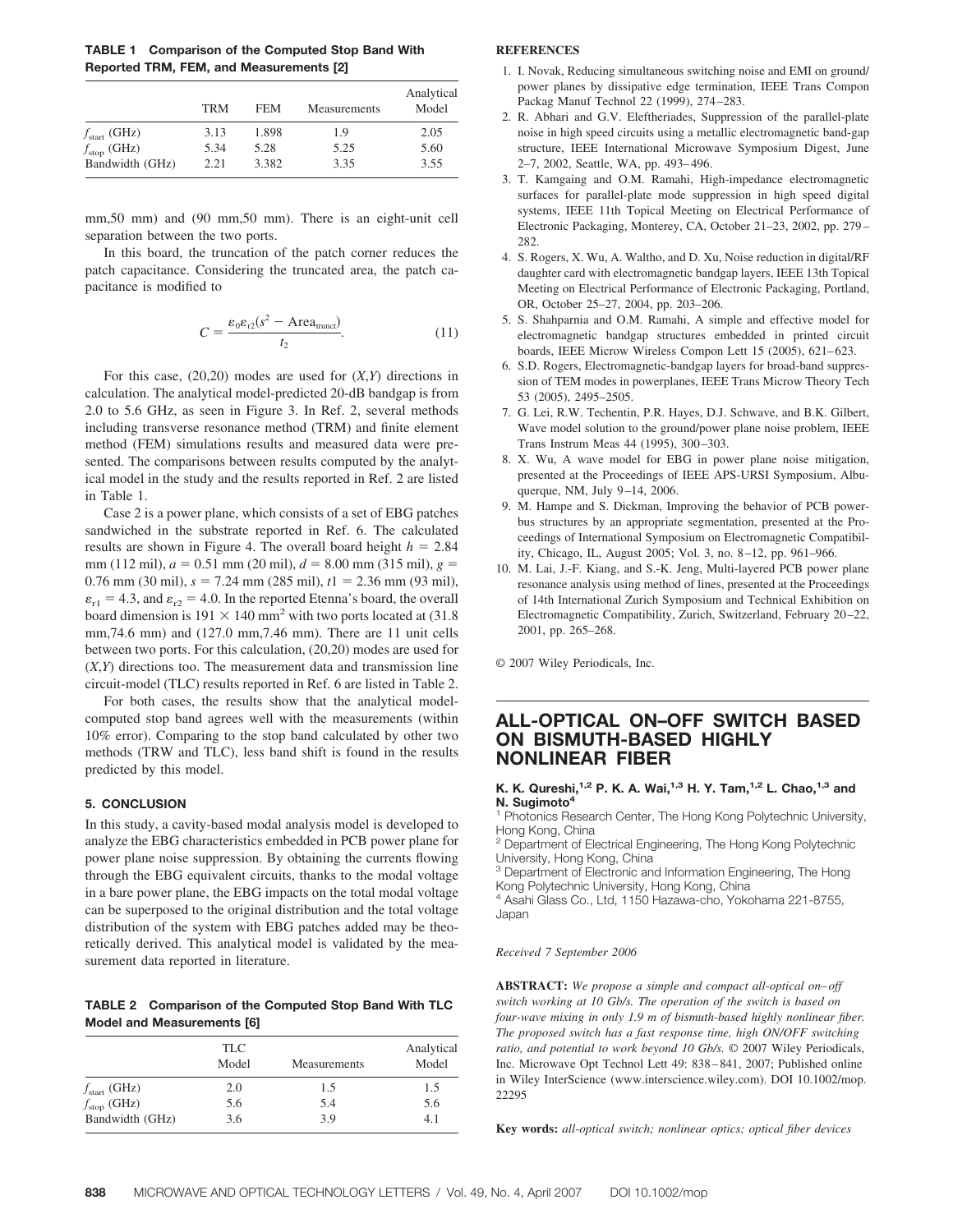**TABLE 1 Comparison of the Computed Stop Band With Reported TRM, FEM, and Measurements [2]**

| | TRM | FEM | Measurements | Analytical Model |
|---|---|---|---|---|
| $f_{start}$ (GHz) | 3.13 | 1.898 | 1.9 | 2.05 |
| $f_{stop}$ (GHz) | 5.34 | 5.28 | 5.25 | 5.60 |
| Bandwidth (GHz) | 2.21 | 3.382 | 3.35 | 3.55 |

mm,50 mm) and (90 mm,50 mm). There is an eight-unit cell separation between the two ports.

In this board, the truncation of the patch corner reduces the patch capacitance. Considering the truncated area, the patch capacitance is modified to

$$C = \frac{\varepsilon_0 \varepsilon_{r2}(s^2 - \text{Area}_{\text{trunct}})}{t_2}. \tag{11}$$

For this case, (20,20) modes are used for ($X$,$Y$) directions in calculation. The analytical model-predicted 20-dB bandgap is from 2.0 to 5.6 GHz, as seen in Figure 3. In Ref. 2, several methods including transverse resonance method (TRM) and finite element method (FEM) simulations results and measured data were presented. The comparisons between results computed by the analytical model in the study and the results reported in Ref. 2 are listed in Table 1.

Case 2 is a power plane, which consists of a set of EBG patches sandwiched in the substrate reported in Ref. 6. The calculated results are shown in Figure 4. The overall board height $h$ = 2.84 mm (112 mil), $a$ = 0.51 mm (20 mil), $d$ = 8.00 mm (315 mil), $g$ = 0.76 mm (30 mil), $s$ = 7.24 mm (285 mil), $t1$ = 2.36 mm (93 mil), $\varepsilon_{r1}$ = 4.3, and $\varepsilon_{r2}$ = 4.0. In the reported Etenna's board, the overall board dimension is 191 × 140 mm$^2$ with two ports located at (31.8 mm,74.6 mm) and (127.0 mm,7.46 mm). There are 11 unit cells between two ports. For this calculation, (20,20) modes are used for ($X$,$Y$) directions too. The measurement data and transmission line circuit-model (TLC) results reported in Ref. 6 are listed in Table 2.

For both cases, the results show that the analytical model-computed stop band agrees well with the measurements (within 10% error). Comparing to the stop band calculated by other two methods (TRW and TLC), less band shift is found in the results predicted by this model.

### 5. CONCLUSION

In this study, a cavity-based modal analysis model is developed to analyze the EBG characteristics embedded in PCB power plane for power plane noise suppression. By obtaining the currents flowing through the EBG equivalent circuits, thanks to the modal voltage in a bare power plane, the EBG impacts on the total modal voltage can be superposed to the original distribution and the total voltage distribution of the system with EBG patches added may be theoretically derived. This analytical model is validated by the measurement data reported in literature.

**TABLE 2 Comparison of the Computed Stop Band With TLC Model and Measurements [6]**

| | TLC Model | Measurements | Analytical Model |
|---|---|---|---|
| $f_{start}$ (GHz) | 2.0 | 1.5 | 1.5 |
| $f_{stop}$ (GHz) | 5.6 | 5.4 | 5.6 |
| Bandwidth (GHz) | 3.6 | 3.9 | 4.1 |

### REFERENCES

1. I. Novak, Reducing simultaneous switching noise and EMI on ground/power planes by dissipative edge termination, IEEE Trans Compon Packag Manuf Technol 22 (1999), 274–283.
2. R. Abhari and G.V. Eleftheriades, Suppression of the parallel-plate noise in high speed circuits using a metallic electromagnetic band-gap structure, IEEE International Microwave Symposium Digest, June 2–7, 2002, Seattle, WA, pp. 493–496.
3. T. Kamgaing and O.M. Ramahi, High-impedance electromagnetic surfaces for parallel-plate mode suppression in high speed digital systems, IEEE 11th Topical Meeting on Electrical Performance of Electronic Packaging, Monterey, CA, October 21–23, 2002, pp. 279–282.
4. S. Rogers, X. Wu, A. Waltho, and D. Xu, Noise reduction in digital/RF daughter card with electromagnetic bandgap layers, IEEE 13th Topical Meeting on Electrical Performance of Electronic Packaging, Portland, OR, October 25–27, 2004, pp. 203–206.
5. S. Shahparnia and O.M. Ramahi, A simple and effective model for electromagnetic bandgap structures embedded in printed circuit boards, IEEE Microw Wireless Compon Lett 15 (2005), 621–623.
6. S.D. Rogers, Electromagnetic-bandgap layers for broad-band suppression of TEM modes in powerplanes, IEEE Trans Microw Theory Tech 53 (2005), 2495–2505.
7. G. Lei, R.W. Techentin, P.R. Hayes, D.J. Schwave, and B.K. Gilbert, Wave model solution to the ground/power plane noise problem, IEEE Trans Instrum Meas 44 (1995), 300–303.
8. X. Wu, A wave model for EBG in power plane noise mitigation, presented at the Proceedings of IEEE APS-URSI Symposium, Albuquerque, NM, July 9–14, 2006.
9. M. Hampe and S. Dickman, Improving the behavior of PCB power-bus structures by an appropriate segmentation, presented at the Proceedings of International Symposium on Electromagnetic Compatibility, Chicago, IL, August 2005; Vol. 3, no. 8–12, pp. 961–966.
10. M. Lai, J.-F. Kiang, and S.-K. Jeng, Multi-layered PCB power plane resonance analysis using method of lines, presented at the Proceedings of 14th International Zurich Symposium and Technical Exhibition on Electromagnetic Compatibility, Zurich, Switzerland, February 20–22, 2001, pp. 265–268.

© 2007 Wiley Periodicals, Inc.

# ALL-OPTICAL ON–OFF SWITCH BASED ON BISMUTH-BASED HIGHLY NONLINEAR FIBER

**K. K. Qureshi,[1,2] P. K. A. Wai,[1,3] H. Y. Tam,[1,2] L. Chao,[1,3] and N. Sugimoto[4]**

[1] Photonics Research Center, The Hong Kong Polytechnic University, Hong Kong, China
[2] Department of Electrical Engineering, The Hong Kong Polytechnic University, Hong Kong, China
[3] Department of Electronic and Information Engineering, The Hong Kong Polytechnic University, Hong Kong, China
[4] Asahi Glass Co., Ltd, 1150 Hazawa-cho, Yokohama 221-8755, Japan

*Received 7 September 2006*

**ABSTRACT:** *We propose a simple and compact all-optical on–off switch working at 10 Gb/s. The operation of the switch is based on four-wave mixing in only 1.9 m of bismuth-based highly nonlinear fiber. The proposed switch has a fast response time, high ON/OFF switching ratio, and potential to work beyond 10 Gb/s.* © 2007 Wiley Periodicals, Inc. Microwave Opt Technol Lett 49: 838–841, 2007; Published online in Wiley InterScience (www.interscience.wiley.com). DOI 10.1002/mop.22295

**Key words:** *all-optical switch; nonlinear optics; optical fiber devices*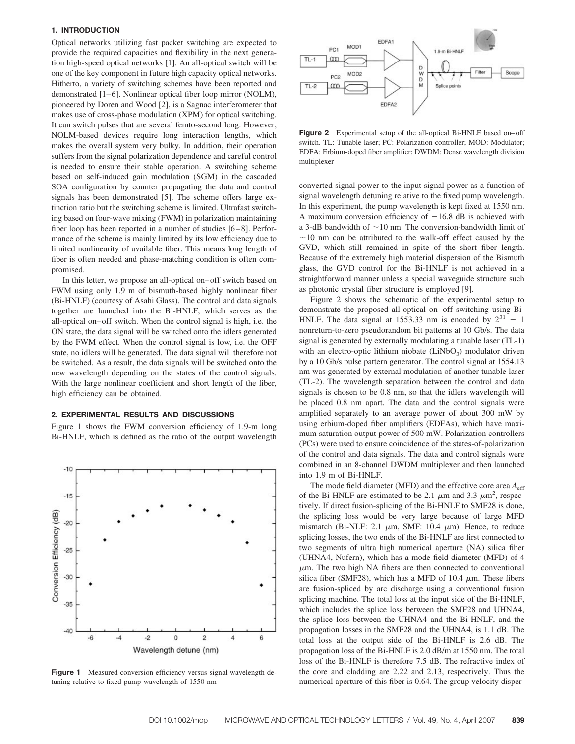## 1. INTRODUCTION

Optical networks utilizing fast packet switching are expected to provide the required capacities and flexibility in the next generation high-speed optical networks [1]. An all-optical switch will be one of the key component in future high capacity optical networks. Hitherto, a variety of switching schemes have been reported and demonstrated [1–6]. Nonlinear optical fiber loop mirror (NOLM), pioneered by Doren and Wood [2], is a Sagnac interferometer that makes use of cross-phase modulation (XPM) for optical switching. It can switch pulses that are several femto-second long. However, NOLM-based devices require long interaction lengths, which makes the overall system very bulky. In addition, their operation suffers from the signal polarization dependence and careful control is needed to ensure their stable operation. A switching scheme based on self-induced gain modulation (SGM) in the cascaded SOA configuration by counter propagating the data and control signals has been demonstrated [5]. The scheme offers large extinction ratio but the switching scheme is limited. Ultrafast switching based on four-wave mixing (FWM) in polarization maintaining fiber loop has been reported in a number of studies [6–8]. Performance of the scheme is mainly limited by its low efficiency due to limited nonlinearity of available fiber. This means long length of fiber is often needed and phase-matching condition is often compromised.

In this letter, we propose an all-optical on–off switch based on FWM using only 1.9 m of bismuth-based highly nonlinear fiber (Bi-HNLF) (courtesy of Asahi Glass). The control and data signals together are launched into the Bi-HNLF, which serves as the all-optical on–off switch. When the control signal is high, i.e. the ON state, the data signal will be switched onto the idlers generated by the FWM effect. When the control signal is low, i.e. the OFF state, no idlers will be generated. The data signal will therefore not be switched. As a result, the data signals will be switched onto the new wavelength depending on the states of the control signals. With the large nonlinear coefficient and short length of the fiber, high efficiency can be obtained.

## 2. EXPERIMENTAL RESULTS AND DISCUSSIONS

Figure 1 shows the FWM conversion efficiency of 1.9-m long Bi-HNLF, which is defined as the ratio of the output wavelength converted signal power to the input signal power as a function of signal wavelength detuning relative to the fixed pump wavelength. In this experiment, the pump wavelength is kept fixed at 1550 nm. A maximum conversion efficiency of −16.8 dB is achieved with a 3-dB bandwidth of ~10 nm. The conversion-bandwidth limit of ~10 nm can be attributed to the walk-off effect caused by the GVD, which still remained in spite of the short fiber length. Because of the extremely high material dispersion of the Bismuth glass, the GVD control for the Bi-HNLF is not achieved in a straightforward manner unless a special waveguide structure such as photonic crystal fiber structure is employed [9].

**Figure 1** Measured conversion efficiency versus signal wavelength detuning relative to fixed pump wavelength of 1550 nm

**Figure 2** Experimental setup of the all-optical Bi-HNLF based on–off switch. TL: Tunable laser; PC: Polarization controller; MOD: Modulator; EDFA: Erbium-doped fiber amplifier; DWDM: Dense wavelength division multiplexer

Figure 2 shows the schematic of the experimental setup to demonstrate the proposed all-optical on–off switching using Bi-HNLF. The data signal at 1553.33 nm is encoded by $2^{31} - 1$ nonreturn-to-zero pseudorandom bit patterns at 10 Gb/s. The data signal is generated by externally modulating a tunable laser (TL-1) with an electro-optic lithium niobate ($LiNbO_3$) modulator driven by a 10 Gb/s pulse pattern generator. The control signal at 1554.13 nm was generated by external modulation of another tunable laser (TL-2). The wavelength separation between the control and data signals is chosen to be 0.8 nm, so that the idlers wavelength will be placed 0.8 nm apart. The data and the control signals were amplified separately to an average power of about 300 mW by using erbium-doped fiber amplifiers (EDFAs), which have maximum saturation output power of 500 mW. Polarization controllers (PCs) were used to ensure coincidence of the states-of-polarization of the control and data signals. The data and control signals were combined in an 8-channel DWDM multiplexer and then launched into 1.9 m of Bi-HNLF.

The mode field diameter (MFD) and the effective core area $A_{\text{eff}}$ of the Bi-HNLF are estimated to be 2.1 $\mu$m and 3.3 $\mu m^2$, respectively. If direct fusion-splicing of the Bi-HNLF to SMF28 is done, the splicing loss would be very large because of large MFD mismatch (Bi-NLF: 2.1 $\mu$m, SMF: 10.4 $\mu$m). Hence, to reduce splicing losses, the two ends of the Bi-HNLF are first connected to two segments of ultra high numerical aperture (NA) silica fiber (UHNA4, Nufern), which has a mode field diameter (MFD) of 4 $\mu$m. The two high NA fibers are then connected to conventional silica fiber (SMF28), which has a MFD of 10.4 $\mu$m. These fibers are fusion-spliced by arc discharge using a conventional fusion splicing machine. The total loss at the input side of the Bi-HNLF, which includes the splice loss between the SMF28 and UHNA4, the splice loss between the UHNA4 and the Bi-HNLF, and the propagation losses in the SMF28 and the UHNA4, is 1.1 dB. The total loss at the output side of the Bi-HNLF is 2.6 dB. The propagation loss of the Bi-HNLF is 2.0 dB/m at 1550 nm. The total loss of the Bi-HNLF is therefore 7.5 dB. The refractive index of the core and cladding are 2.22 and 2.13, respectively. Thus the numerical aperture of this fiber is 0.64. The group velocity disper-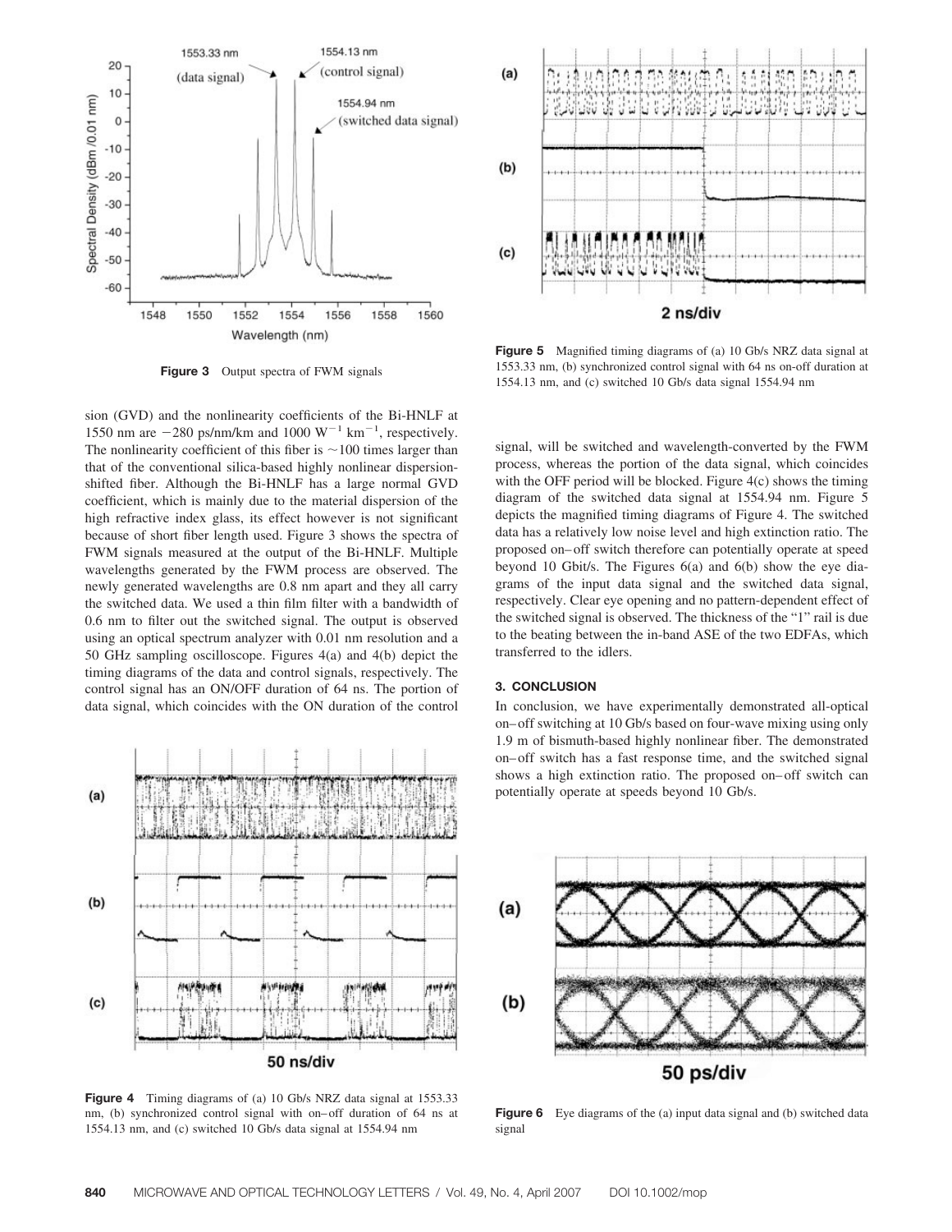sion (GVD) and the nonlinearity coefficients of the Bi-HNLF at 1550 nm are $-280$ ps/nm/km and 1000 $W^{-1}$ $km^{-1}$, respectively. The nonlinearity coefficient of this fiber is ~100 times larger than that of the conventional silica-based highly nonlinear dispersion-shifted fiber. Although the Bi-HNLF has a large normal GVD coefficient, which is mainly due to the material dispersion of the high refractive index glass, its effect however is not significant because of short fiber length used. Figure 3 shows the spectra of FWM signals measured at the output of the Bi-HNLF. Multiple wavelengths generated by the FWM process are observed. The newly generated wavelengths are 0.8 nm apart and they all carry the switched data. We used a thin film filter with a bandwidth of 0.6 nm to filter out the switched signal. The output is observed using an optical spectrum analyzer with 0.01 nm resolution and a 50 GHz sampling oscilloscope. Figures 4(a) and 4(b) depict the timing diagrams of the data and control signals, respectively. The control signal has an ON/OFF duration of 64 ns. The portion of data signal, which coincides with the ON duration of the control signal, will be switched and wavelength-converted by the FWM process, whereas the portion of the data signal, which coincides with the OFF period will be blocked. Figure 4(c) shows the timing diagram of the switched data signal at 1554.94 nm. Figure 5 depicts the magnified timing diagrams of Figure 4. The switched data has a relatively low noise level and high extinction ratio. The proposed on–off switch therefore can potentially operate at speed beyond 10 Gbit/s. The Figures 6(a) and 6(b) show the eye diagrams of the input data signal and the switched data signal, respectively. Clear eye opening and no pattern-dependent effect of the switched signal is observed. The thickness of the "1" rail is due to the beating between the in-band ASE of the two EDFAs, which transferred to the idlers.

**Figure 3** Output spectra of FWM signals

**Figure 4** Timing diagrams of (a) 10 Gb/s NRZ data signal at 1553.33 nm, (b) synchronized control signal with on–off duration of 64 ns at 1554.13 nm, and (c) switched 10 Gb/s data signal at 1554.94 nm

**Figure 5** Magnified timing diagrams of (a) 10 Gb/s NRZ data signal at 1553.33 nm, (b) synchronized control signal with 64 ns on-off duration at 1554.13 nm, and (c) switched 10 Gb/s data signal 1554.94 nm

## 3. CONCLUSION

In conclusion, we have experimentally demonstrated all-optical on–off switching at 10 Gb/s based on four-wave mixing using only 1.9 m of bismuth-based highly nonlinear fiber. The demonstrated on–off switch has a fast response time, and the switched signal shows a high extinction ratio. The proposed on–off switch can potentially operate at speeds beyond 10 Gb/s.

**Figure 6** Eye diagrams of the (a) input data signal and (b) switched data signal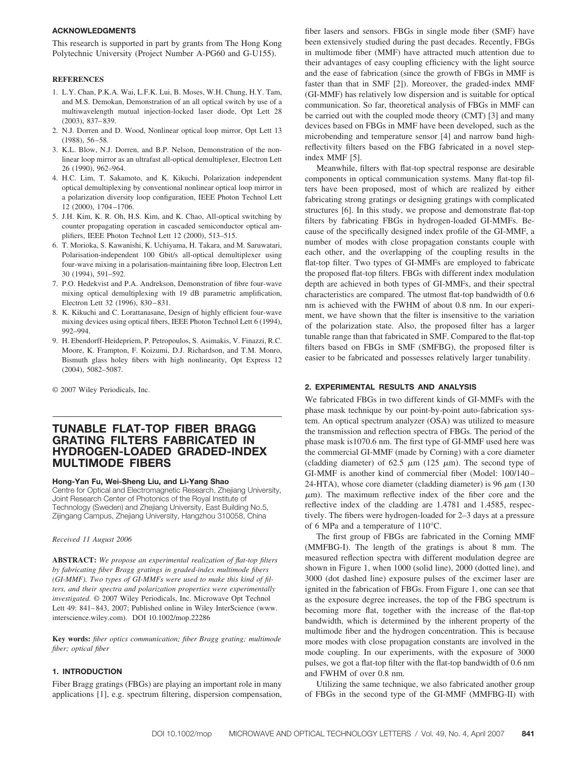## ACKNOWLEDGMENTS

This research is supported in part by grants from The Hong Kong Polytechnic University (Project Number A-PG60 and G-U155).

## REFERENCES

1. L.Y. Chan, P.K.A. Wai, L.F.K. Lui, B. Moses, W.H. Chung, H.Y. Tam, and M.S. Demokan, Demonstration of an all optical switch by use of a multiwavelength mutual injection-locked laser diode, Opt Lett 28 (2003), 837–839.
2. N.J. Dorren and D. Wood, Nonlinear optical loop mirror, Opt Lett 13 (1988), 56–58.
3. K.L. Blow, N.J. Dorren, and B.P. Nelson, Demonstration of the nonlinear loop mirror as an ultrafast all-optical demultiplexer, Electron Lett 26 (1990), 962–964.
4. H.C. Lim, T. Sakamoto, and K. Kikuchi, Polarization independent optical demultiplexing by conventional nonlinear optical loop mirror in a polarization diversity loop configuration, IEEE Photon Technol Lett 12 (2000), 1704–1706.
5. J.H. Kim, K. R. Oh, H.S. Kim, and K. Chao, All-optical switching by counter propagating operation in cascaded semiconductor optical amplifiers, IEEE Photon Technol Lett 12 (2000), 513–515.
6. T. Morioka, S. Kawanishi, K. Uchiyama, H. Takara, and M. Saruwatari, Polarisation-independent 100 Gbit/s all-optical demultiplexer using four-wave mixing in a polarisation-maintaining fibre loop, Electron Lett 30 (1994), 591–592.
7. P.O. Hedekvist and P.A. Andrekson, Demonstration of fibre four-wave mixing optical demultiplexing with 19 dB parametric amplification, Electron Lett 32 (1996), 830–831.
8. K. Kikuchi and C. Lorattanasane, Design of highly efficient four-wave mixing devices using optical fibers, IEEE Photon Technol Lett 6 (1994), 992–994.
9. H. Ebendorff-Heidepriem, P. Petropoulos, S. Asimakis, V. Finazzi, R.C. Moore, K. Frampton, F. Koizumi, D.J. Richardson, and T.M. Monro, Bismuth glass holey fibers with high nonlinearity, Opt Express 12 (2004), 5082–5087.

© 2007 Wiley Periodicals, Inc.

# TUNABLE FLAT-TOP FIBER BRAGG GRATING FILTERS FABRICATED IN HYDROGEN-LOADED GRADED-INDEX MULTIMODE FIBERS

**Hong-Yan Fu, Wei-Sheng Liu, and Li-Yang Shao**
Centre for Optical and Electromagnetic Research, Zhejiang University, Joint Research Center of Photonics of the Royal Institute of Technology (Sweden) and Zhejiang University, East Building No.5, Zijingang Campus, Zhejiang University, Hangzhou 310058, China

*Received 11 August 2006*

**ABSTRACT:** *We propose an experimental realization of flat-top filters by fabricating fiber Bragg gratings in graded-index multimode fibers (GI-MMF). Two types of GI-MMFs were used to make this kind of filters, and their spectra and polarization properties were experimentally investigated.* © 2007 Wiley Periodicals, Inc. Microwave Opt Technol Lett 49: 841–843, 2007; Published online in Wiley InterScience (www.interscience.wiley.com). DOI 10.1002/mop.22286

**Key words:** *fiber optics communication; fiber Bragg grating; multimode fiber; optical fiber*

## 1. INTRODUCTION

Fiber Bragg gratings (FBGs) are playing an important role in many applications [1], e.g. spectrum filtering, dispersion compensation, fiber lasers and sensors. FBGs in single mode fiber (SMF) have been extensively studied during the past decades. Recently, FBGs in multimode fiber (MMF) have attracted much attention due to their advantages of easy coupling efficiency with the light source and the ease of fabrication (since the growth of FBGs in MMF is faster than that in SMF [2]). Moreover, the graded-index MMF (GI-MMF) has relatively low dispersion and is suitable for optical communication. So far, theoretical analysis of FBGs in MMF can be carried out with the coupled mode theory (CMT) [3] and many devices based on FBGs in MMF have been developed, such as the microbending and temperature sensor [4] and narrow band high-reflectivity filters based on the FBG fabricated in a novel step-index MMF [5].

Meanwhile, filters with flat-top spectral response are desirable components in optical communication systems. Many flat-top filters have been proposed, most of which are realized by either fabricating strong gratings or designing gratings with complicated structures [6]. In this study, we propose and demonstrate flat-top filters by fabricating FBGs in hydrogen-loaded GI-MMFs. Because of the specifically designed index profile of the GI-MMF, a number of modes with close propagation constants couple with each other, and the overlapping of the coupling results in the flat-top filter. Two types of GI-MMFs are employed to fabricate the proposed flat-top filters. FBGs with different index modulation depth are achieved in both types of GI-MMFs, and their spectral characteristics are compared. The utmost flat-top bandwidth of 0.6 nm is achieved with the FWHM of about 0.8 nm. In our experiment, we have shown that the filter is insensitive to the variation of the polarization state. Also, the proposed filter has a larger tunable range than that fabricated in SMF. Compared to the flat-top filters based on FBGs in SMF (SMFBG), the proposed filter is easier to be fabricated and possesses relatively larger tunability.

## 2. EXPERIMENTAL RESULTS AND ANALYSIS

We fabricated FBGs in two different kinds of GI-MMFs with the phase mask technique by our point-by-point auto-fabrication system. An optical spectrum analyzer (OSA) was utilized to measure the transmission and reflection spectra of FBGs. The period of the phase mask is1070.6 nm. The first type of GI-MMF used here was the commercial GI-MMF (made by Corning) with a core diameter (cladding diameter) of 62.5 $\mu$m (125 $\mu$m). The second type of GI-MMF is another kind of commercial fiber (Model: 100/140–24-HTA), whose core diameter (cladding diameter) is 96 $\mu$m (130 $\mu$m). The maximum reflective index of the fiber core and the reflective index of the cladding are 1.4781 and 1.4585, respectively. The fibers were hydrogen-loaded for 2–3 days at a pressure of 6 MPa and a temperature of 110°C.

The first group of FBGs are fabricated in the Corning MMF (MMFBG-I). The length of the gratings is about 8 mm. The measured reflection spectra with different modulation degree are shown in Figure 1, when 1000 (solid line), 2000 (dotted line), and 3000 (dot dashed line) exposure pulses of the excimer laser are ignited in the fabrication of FBGs. From Figure 1, one can see that as the exposure degree increases, the top of the FBG spectrum is becoming more flat, together with the increase of the flat-top bandwidth, which is determined by the inherent property of the multimode fiber and the hydrogen concentration. This is because more modes with close propagation constants are involved in the mode coupling. In our experiments, with the exposure of 3000 pulses, we got a flat-top filter with the flat-top bandwidth of 0.6 nm and FWHM of over 0.8 nm.

Utilizing the same technique, we also fabricated another group of FBGs in the second type of the GI-MMF (MMFBG-II) with